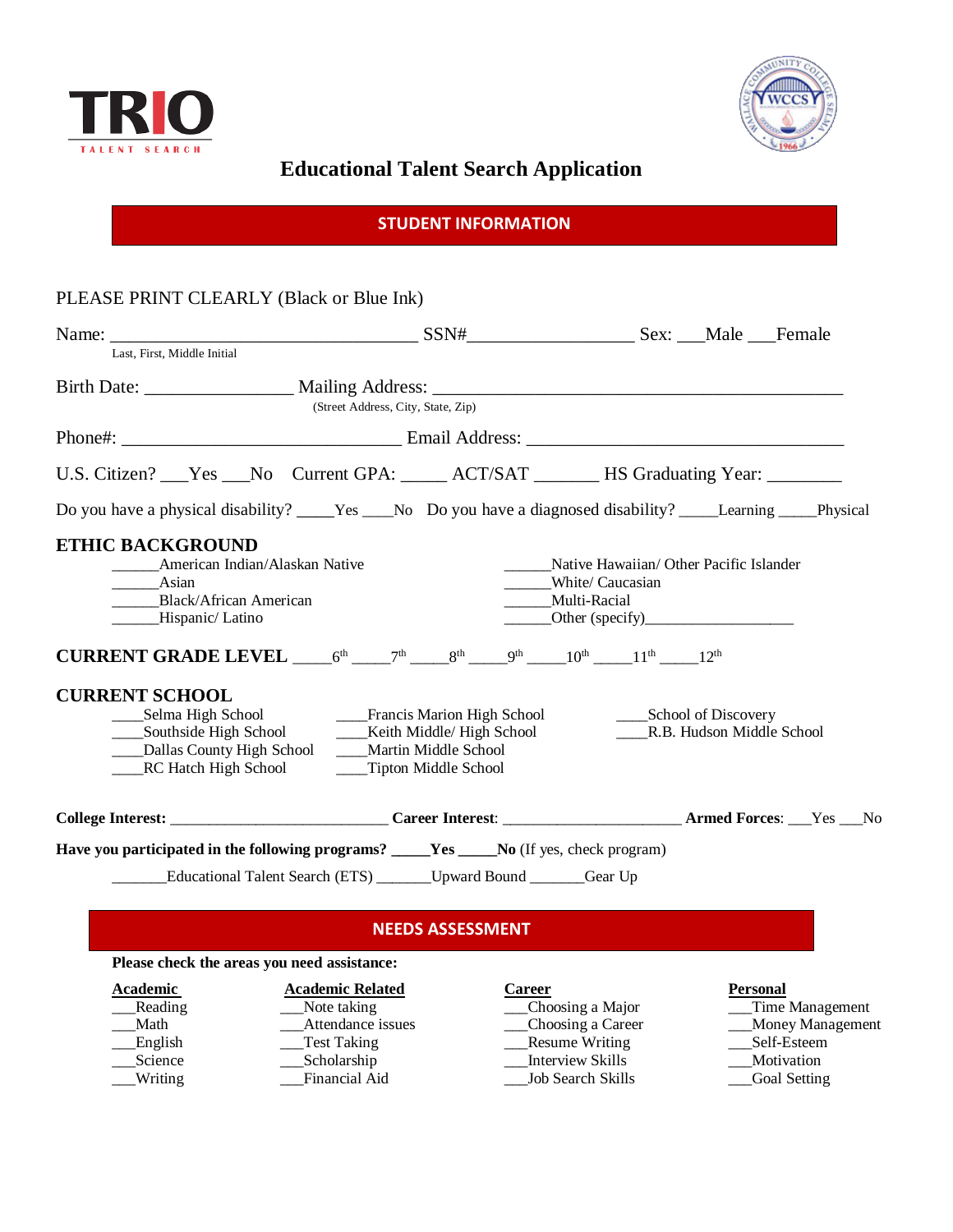TRIO
TALENT SEARCH

# Educational Talent Search Application

## STUDENT INFORMATION

PLEASE PRINT CLEARLY (Black or Blue Ink)

Name: ___________________________________ SSN#_________________ Sex: ___Male ___Female
Last, First, Middle Initial

Birth Date: ________________ Mailing Address: _____________________________________________
(Street Address, City, State, Zip)

Phone#: ______________________________ Email Address: ___________________________________

U.S. Citizen? ___Yes ___No Current GPA: _____ ACT/SAT _______ HS Graduating Year: ________

Do you have a physical disability? ____Yes ____No Do you have a diagnosed disability? _____Learning _____Physical

**ETHIC BACKGROUND**

______American Indian/Alaskan Native
______Asian
______Black/African American
______Hispanic/ Latino
______Native Hawaiian/ Other Pacific Islander
______White/ Caucasian
______Multi-Racial
______Other (specify)__________________

**CURRENT GRADE LEVEL** _____$6^{th}$ _____$7^{th}$ _____$8^{th}$ _____$9^{th}$ _____$10^{th}$ _____$11^{th}$ _____$12^{th}$

**CURRENT SCHOOL**

____Selma High School
____Southside High School
____Dallas County High School
____RC Hatch High School
____Francis Marion High School
____Keith Middle/ High School
____Martin Middle School
____Tipton Middle School
____School of Discovery
____R.B. Hudson Middle School

**College Interest:** ___________________________ **Career Interest**: ______________________ **Armed Forces**: ___Yes ___No

**Have you participated in the following programs? _____Yes _____No** (If yes, check program)

_______Educational Talent Search (ETS) _______Upward Bound _______Gear Up

## NEEDS ASSESSMENT

**Please check the areas you need assistance:**

| **Academic** | **Academic Related** | **Career** | **Personal** |
|---|---|---|---|
| ___Reading | ___Note taking | ___Choosing a Major | ___Time Management |
| ___Math | ___Attendance issues | ___Choosing a Career | ___Money Management |
| ___English | ___Test Taking | ___Resume Writing | ___Self-Esteem |
| ___Science | ___Scholarship | ___Interview Skills | ___Motivation |
| ___Writing | ___Financial Aid | ___Job Search Skills | ___Goal Setting |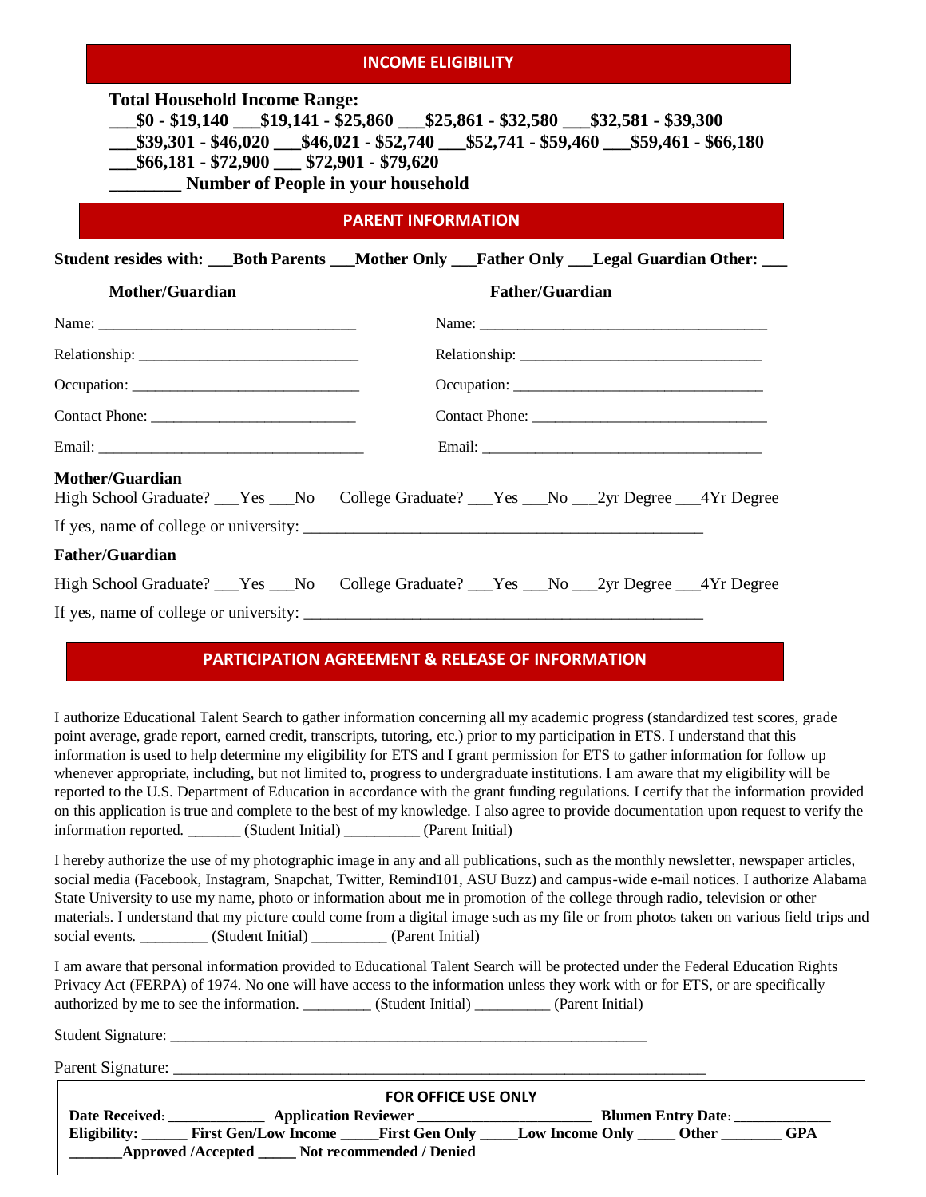## INCOME ELIGIBILITY

**Total Household Income Range:**

**___$0 - $19,140 ___$19,141 - $25,860 ___$25,861 - $32,580 ___$32,581 - $39,300**
**___$39,301 - $46,020 ___$46,021 - $52,740 ___$52,741 - $59,460 ___$59,461 - $66,180**
**___$66,181 - $72,900 ___ $72,901 - $79,620**
**________ Number of People in your household**

## PARENT INFORMATION

**Student resides with: ___Both Parents ___Mother Only ___Father Only ___Legal Guardian Other: ___**

| **Mother/Guardian** | **Father/Guardian** |
|---|---|
| Name: ________________________________ | Name: ____________________________________ |
| Relationship: ___________________________ | Relationship: ______________________________ |
| Occupation: ____________________________ | Occupation: _______________________________ |
| Contact Phone: _________________________ | Contact Phone: _____________________________ |
| Email: _________________________________ | Email: ____________________________________ |

**Mother/Guardian**

High School Graduate? ___Yes ___No  College Graduate? ___Yes ___No ___2yr Degree ___4Yr Degree

If yes, name of college or university: _______________________________________________

**Father/Guardian**

High School Graduate? ___Yes ___No  College Graduate? ___Yes ___No ___2yr Degree ___4Yr Degree

If yes, name of college or university: _______________________________________________

## PARTICIPATION AGREEMENT & RELEASE OF INFORMATION

I authorize Educational Talent Search to gather information concerning all my academic progress (standardized test scores, grade point average, grade report, earned credit, transcripts, tutoring, etc.) prior to my participation in ETS. I understand that this information is used to help determine my eligibility for ETS and I grant permission for ETS to gather information for follow up whenever appropriate, including, but not limited to, progress to undergraduate institutions. I am aware that my eligibility will be reported to the U.S. Department of Education in accordance with the grant funding regulations. I certify that the information provided on this application is true and complete to the best of my knowledge. I also agree to provide documentation upon request to verify the information reported. _______ (Student Initial) _________ (Parent Initial)

I hereby authorize the use of my photographic image in any and all publications, such as the monthly newsletter, newspaper articles, social media (Facebook, Instagram, Snapchat, Twitter, Remind101, ASU Buzz) and campus-wide e-mail notices. I authorize Alabama State University to use my name, photo or information about me in promotion of the college through radio, television or other materials. I understand that my picture could come from a digital image such as my file or from photos taken on various field trips and social events. ________ (Student Initial) _________ (Parent Initial)

I am aware that personal information provided to Educational Talent Search will be protected under the Federal Education Rights Privacy Act (FERPA) of 1974. No one will have access to the information unless they work with or for ETS, or are specifically authorized by me to see the information. ________ (Student Initial) _________ (Parent Initial)

Student Signature: ______________________________________________________________

Parent Signature: _________________________________________________________________

**FOR OFFICE USE ONLY**

**Date Received**: ____________ **Application Reviewer** ______________________ **Blumen Entry Date**: ____________
**Eligibility:** ______ **First Gen/Low Income** _____**First Gen Only** _____**Low Income Only** _____ **Other** _______ **GPA**
_______**Approved /Accepted** _____ **Not recommended / Denied**